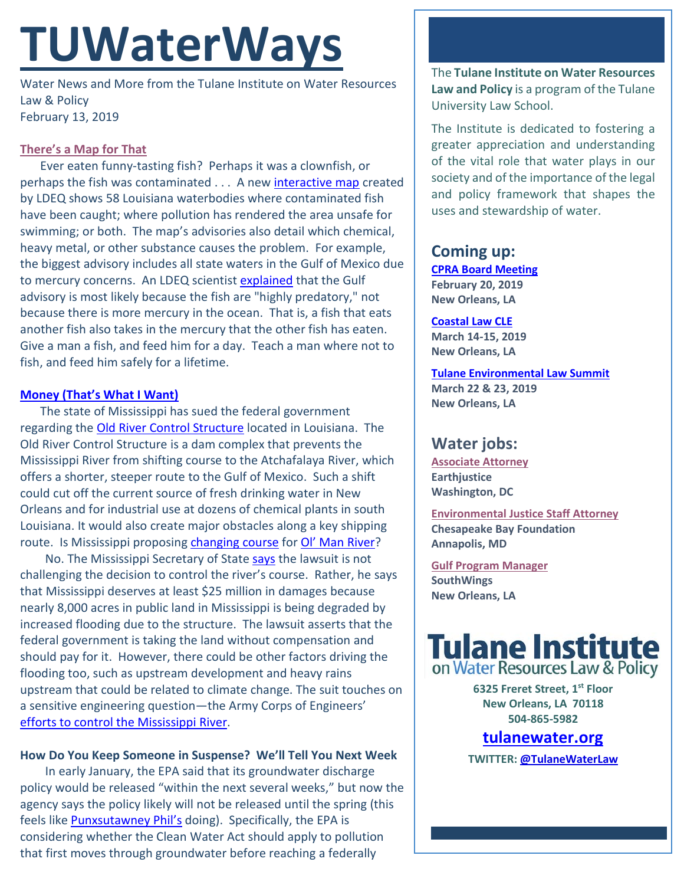# TUWaterWays

Water News and More from the Tulane Institute on Water Resources Law & Policy
February 13, 2019

### There's a Map for That

Ever eaten funny-tasting fish? Perhaps it was a clownfish, or perhaps the fish was contaminated . . . A new interactive map created by LDEQ shows 58 Louisiana waterbodies where contaminated fish have been caught; where pollution has rendered the area unsafe for swimming; or both. The map's advisories also detail which chemical, heavy metal, or other substance causes the problem. For example, the biggest advisory includes all state waters in the Gulf of Mexico due to mercury concerns. An LDEQ scientist explained that the Gulf advisory is most likely because the fish are "highly predatory," not because there is more mercury in the ocean. That is, a fish that eats another fish also takes in the mercury that the other fish has eaten. Give a man a fish, and feed him for a day. Teach a man where not to fish, and feed him safely for a lifetime.

### Money (That's What I Want)

The state of Mississippi has sued the federal government regarding the Old River Control Structure located in Louisiana. The Old River Control Structure is a dam complex that prevents the Mississippi River from shifting course to the Atchafalaya River, which offers a shorter, steeper route to the Gulf of Mexico. Such a shift could cut off the current source of fresh drinking water in New Orleans and for industrial use at dozens of chemical plants in south Louisiana. It would also create major obstacles along a key shipping route. Is Mississippi proposing changing course for Ol' Man River?

No. The Mississippi Secretary of State says the lawsuit is not challenging the decision to control the river's course. Rather, he says that Mississippi deserves at least $25 million in damages because nearly 8,000 acres in public land in Mississippi is being degraded by increased flooding due to the structure. The lawsuit asserts that the federal government is taking the land without compensation and should pay for it. However, there could be other factors driving the flooding too, such as upstream development and heavy rains upstream that could be related to climate change. The suit touches on a sensitive engineering question—the Army Corps of Engineers' efforts to control the Mississippi River.

### How Do You Keep Someone in Suspense? We'll Tell You Next Week

In early January, the EPA said that its groundwater discharge policy would be released "within the next several weeks," but now the agency says the policy likely will not be released until the spring (this feels like Punxsutawney Phil's doing). Specifically, the EPA is considering whether the Clean Water Act should apply to pollution that first moves through groundwater before reaching a federally

---

The **Tulane Institute on Water Resources Law and Policy** is a program of the Tulane University Law School.

The Institute is dedicated to fostering a greater appreciation and understanding of the vital role that water plays in our society and of the importance of the legal and policy framework that shapes the uses and stewardship of water.

## Coming up:

**CPRA Board Meeting**
**February 20, 2019**
**New Orleans, LA**

**Coastal Law CLE**
**March 14-15, 2019**
**New Orleans, LA**

**Tulane Environmental Law Summit**
**March 22 & 23, 2019**
**New Orleans, LA**

## Water jobs:

**Associate Attorney**
**Earthjustice**
**Washington, DC**

**Environmental Justice Staff Attorney**
**Chesapeake Bay Foundation**
**Annapolis, MD**

**Gulf Program Manager**
**SouthWings**
**New Orleans, LA**

**Tulane Institute on Water Resources Law & Policy**

**6325 Freret Street, 1st Floor**
**New Orleans, LA 70118**
**504-865-5982**

**tulanewater.org**

**TWITTER: @TulaneWaterLaw**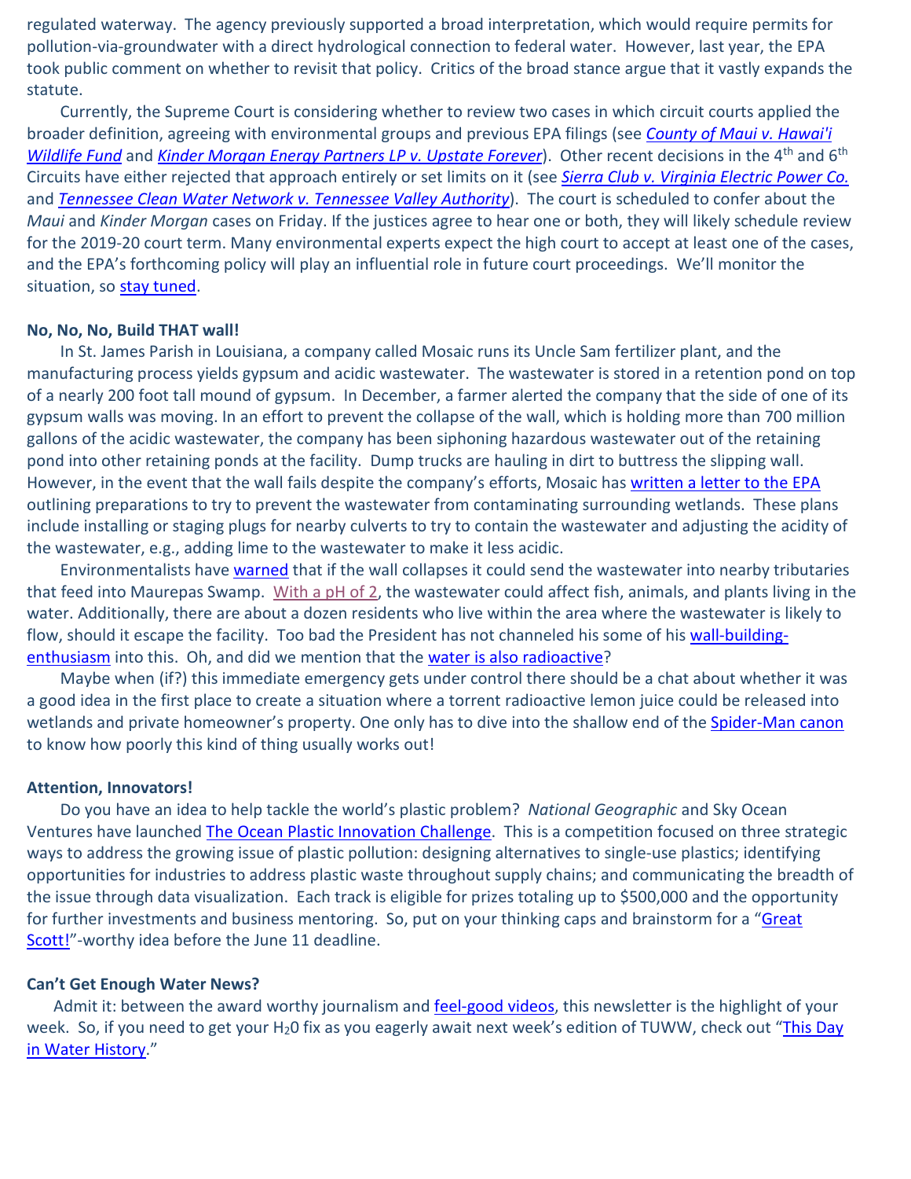regulated waterway. The agency previously supported a broad interpretation, which would require permits for pollution-via-groundwater with a direct hydrological connection to federal water. However, last year, the EPA took public comment on whether to revisit that policy. Critics of the broad stance argue that it vastly expands the statute.

Currently, the Supreme Court is considering whether to review two cases in which circuit courts applied the broader definition, agreeing with environmental groups and previous EPA filings (see *County of Maui v. Hawai'i Wildlife Fund* and *Kinder Morgan Energy Partners LP v. Upstate Forever*). Other recent decisions in the 4th and 6th Circuits have either rejected that approach entirely or set limits on it (see *Sierra Club v. Virginia Electric Power Co.* and *Tennessee Clean Water Network v. Tennessee Valley Authority*). The court is scheduled to confer about the *Maui* and *Kinder Morgan* cases on Friday. If the justices agree to hear one or both, they will likely schedule review for the 2019-20 court term. Many environmental experts expect the high court to accept at least one of the cases, and the EPA's forthcoming policy will play an influential role in future court proceedings. We'll monitor the situation, so stay tuned.

**No, No, No, Build THAT wall!**

In St. James Parish in Louisiana, a company called Mosaic runs its Uncle Sam fertilizer plant, and the manufacturing process yields gypsum and acidic wastewater. The wastewater is stored in a retention pond on top of a nearly 200 foot tall mound of gypsum. In December, a farmer alerted the company that the side of one of its gypsum walls was moving. In an effort to prevent the collapse of the wall, which is holding more than 700 million gallons of the acidic wastewater, the company has been siphoning hazardous wastewater out of the retaining pond into other retaining ponds at the facility. Dump trucks are hauling in dirt to buttress the slipping wall. However, in the event that the wall fails despite the company's efforts, Mosaic has written a letter to the EPA outlining preparations to try to prevent the wastewater from contaminating surrounding wetlands. These plans include installing or staging plugs for nearby culverts to try to contain the wastewater and adjusting the acidity of the wastewater, e.g., adding lime to the wastewater to make it less acidic.

Environmentalists have warned that if the wall collapses it could send the wastewater into nearby tributaries that feed into Maurepas Swamp. With a pH of 2, the wastewater could affect fish, animals, and plants living in the water. Additionally, there are about a dozen residents who live within the area where the wastewater is likely to flow, should it escape the facility. Too bad the President has not channeled his some of his wall-building-enthusiasm into this. Oh, and did we mention that the water is also radioactive?

Maybe when (if?) this immediate emergency gets under control there should be a chat about whether it was a good idea in the first place to create a situation where a torrent radioactive lemon juice could be released into wetlands and private homeowner's property. One only has to dive into the shallow end of the Spider-Man canon to know how poorly this kind of thing usually works out!

**Attention, Innovators!**

Do you have an idea to help tackle the world's plastic problem? *National Geographic* and Sky Ocean Ventures have launched The Ocean Plastic Innovation Challenge. This is a competition focused on three strategic ways to address the growing issue of plastic pollution: designing alternatives to single-use plastics; identifying opportunities for industries to address plastic waste throughout supply chains; and communicating the breadth of the issue through data visualization. Each track is eligible for prizes totaling up to $500,000 and the opportunity for further investments and business mentoring. So, put on your thinking caps and brainstorm for a "Great Scott!"-worthy idea before the June 11 deadline.

**Can't Get Enough Water News?**

Admit it: between the award worthy journalism and feel-good videos, this newsletter is the highlight of your week. So, if you need to get your $H_20$ fix as you eagerly await next week's edition of TUWW, check out "This Day in Water History."